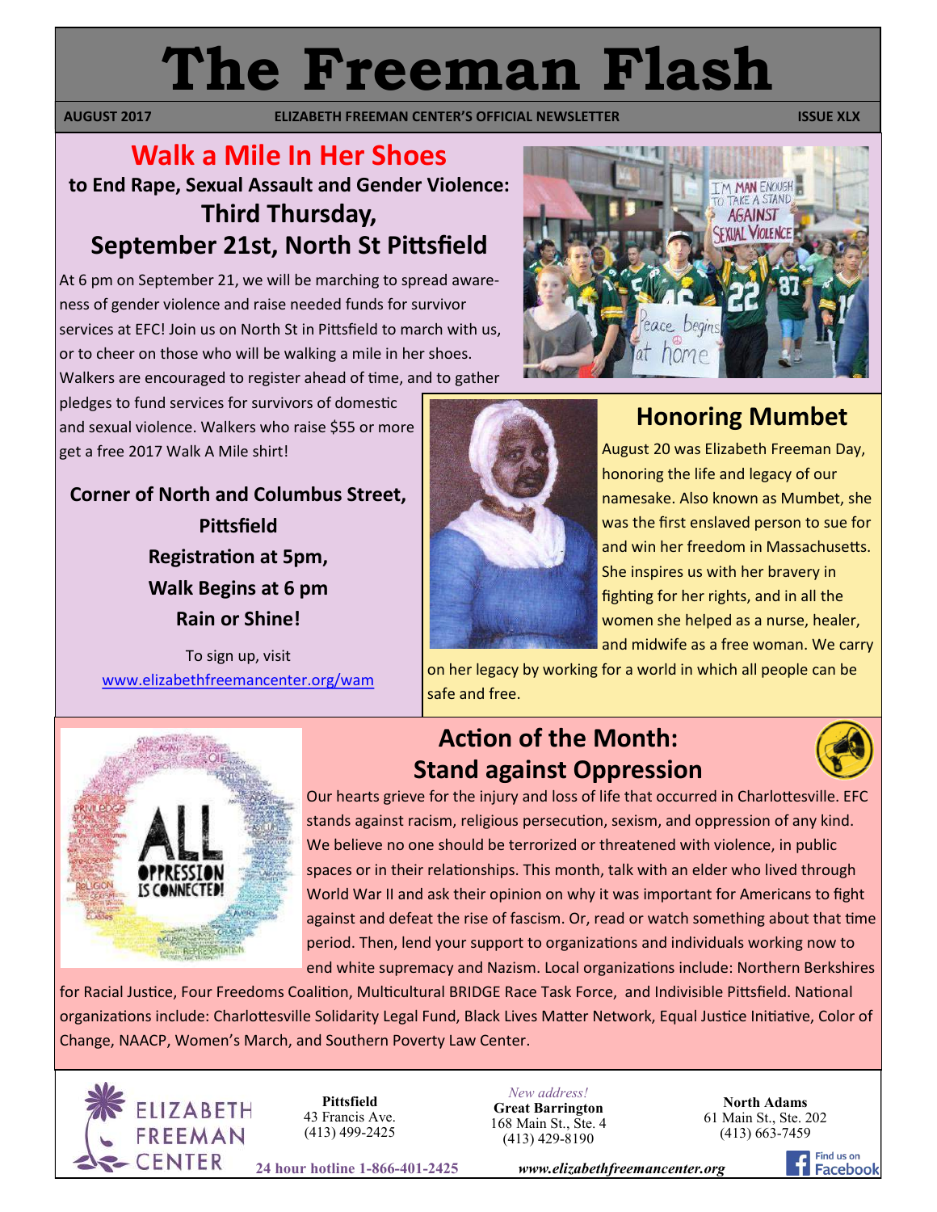# The Freeman Flash

**AUGUST 2017** | **ELIZABETH FREEMAN CENTER'S OFFICIAL NEWSLETTER** | **ISSUE XLX**

## Walk a Mile In Her Shoes

### to End Rape, Sexual Assault and Gender Violence: Third Thursday, September 21st, North St Pittsfield

At 6 pm on September 21, we will be marching to spread awareness of gender violence and raise needed funds for survivor services at EFC! Join us on North St in Pittsfield to march with us, or to cheer on those who will be walking a mile in her shoes. Walkers are encouraged to register ahead of time, and to gather pledges to fund services for survivors of domestic and sexual violence. Walkers who raise $55 or more get a free 2017 Walk A Mile shirt!

**Corner of North and Columbus Street, Pittsfield**
**Registration at 5pm,**
**Walk Begins at 6 pm**
**Rain or Shine!**

To sign up, visit
www.elizabethfreemancenter.org/wam

## Honoring Mumbet

August 20 was Elizabeth Freeman Day, honoring the life and legacy of our namesake. Also known as Mumbet, she was the first enslaved person to sue for and win her freedom in Massachusetts. She inspires us with her bravery in fighting for her rights, and in all the women she helped as a nurse, healer, and midwife as a free woman. We carry on her legacy by working for a world in which all people can be safe and free.

## Action of the Month: Stand against Oppression

Our hearts grieve for the injury and loss of life that occurred in Charlottesville. EFC stands against racism, religious persecution, sexism, and oppression of any kind. We believe no one should be terrorized or threatened with violence, in public spaces or in their relationships. This month, talk with an elder who lived through World War II and ask their opinion on why it was important for Americans to fight against and defeat the rise of fascism. Or, read or watch something about that time period. Then, lend your support to organizations and individuals working now to end white supremacy and Nazism. Local organizations include: Northern Berkshires for Racial Justice, Four Freedoms Coalition, Multicultural BRIDGE Race Task Force, and Indivisible Pittsfield. National organizations include: Charlottesville Solidarity Legal Fund, Black Lives Matter Network, Equal Justice Initiative, Color of Change, NAACP, Women's March, and Southern Poverty Law Center.

---

ELIZABETH FREEMAN CENTER

**Pittsfield**
43 Francis Ave.
(413) 499-2425

*New address!*
**Great Barrington**
168 Main St., Ste. 4
(413) 429-8190

**North Adams**
61 Main St., Ste. 202
(413) 663-7459

**24 hour hotline 1-866-401-2425**

*www.elizabethfreemancenter.org*

Find us on Facebook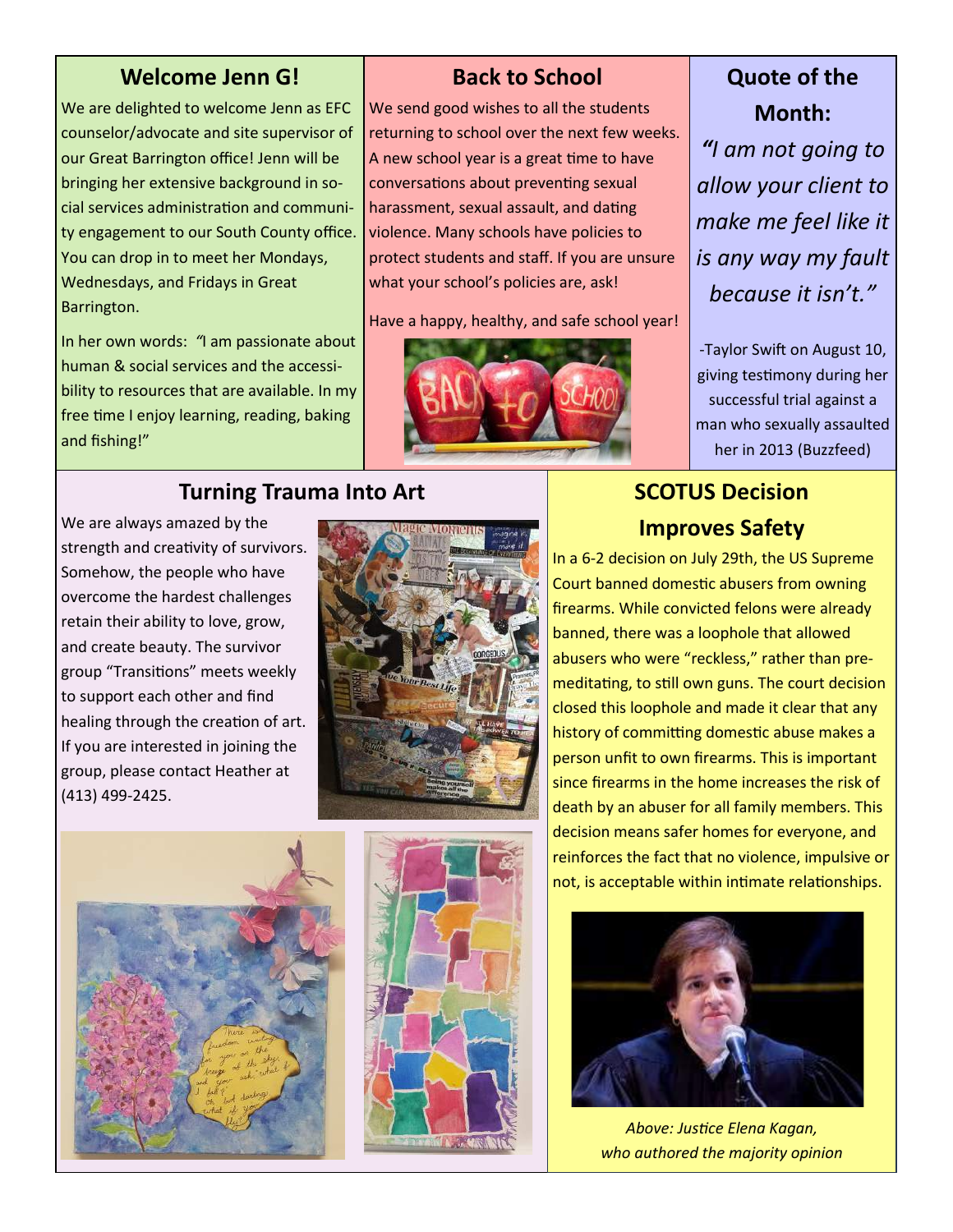## Welcome Jenn G!

We are delighted to welcome Jenn as EFC counselor/advocate and site supervisor of our Great Barrington office! Jenn will be bringing her extensive background in social services administration and community engagement to our South County office. You can drop in to meet her Mondays, Wednesdays, and Fridays in Great Barrington.

In her own words: "I am passionate about human & social services and the accessibility to resources that are available. In my free time I enjoy learning, reading, baking and fishing!"

## Back to School

We send good wishes to all the students returning to school over the next few weeks. A new school year is a great time to have conversations about preventing sexual harassment, sexual assault, and dating violence. Many schools have policies to protect students and staff. If you are unsure what your school's policies are, ask!

Have a happy, healthy, and safe school year!

## Quote of the Month:

*"I am not going to allow your client to make me feel like it is any way my fault because it isn't."*

-Taylor Swift on August 10, giving testimony during her successful trial against a man who sexually assaulted her in 2013 (Buzzfeed)

## Turning Trauma Into Art

We are always amazed by the strength and creativity of survivors. Somehow, the people who have overcome the hardest challenges retain their ability to love, grow, and create beauty. The survivor group "Transitions" meets weekly to support each other and find healing through the creation of art. If you are interested in joining the group, please contact Heather at (413) 499-2425.

## SCOTUS Decision Improves Safety

In a 6-2 decision on July 29th, the US Supreme Court banned domestic abusers from owning firearms. While convicted felons were already banned, there was a loophole that allowed abusers who were "reckless," rather than premeditating, to still own guns. The court decision closed this loophole and made it clear that any history of committing domestic abuse makes a person unfit to own firearms. This is important since firearms in the home increases the risk of death by an abuser for all family members. This decision means safer homes for everyone, and reinforces the fact that no violence, impulsive or not, is acceptable within intimate relationships.

*Above: Justice Elena Kagan, who authored the majority opinion*